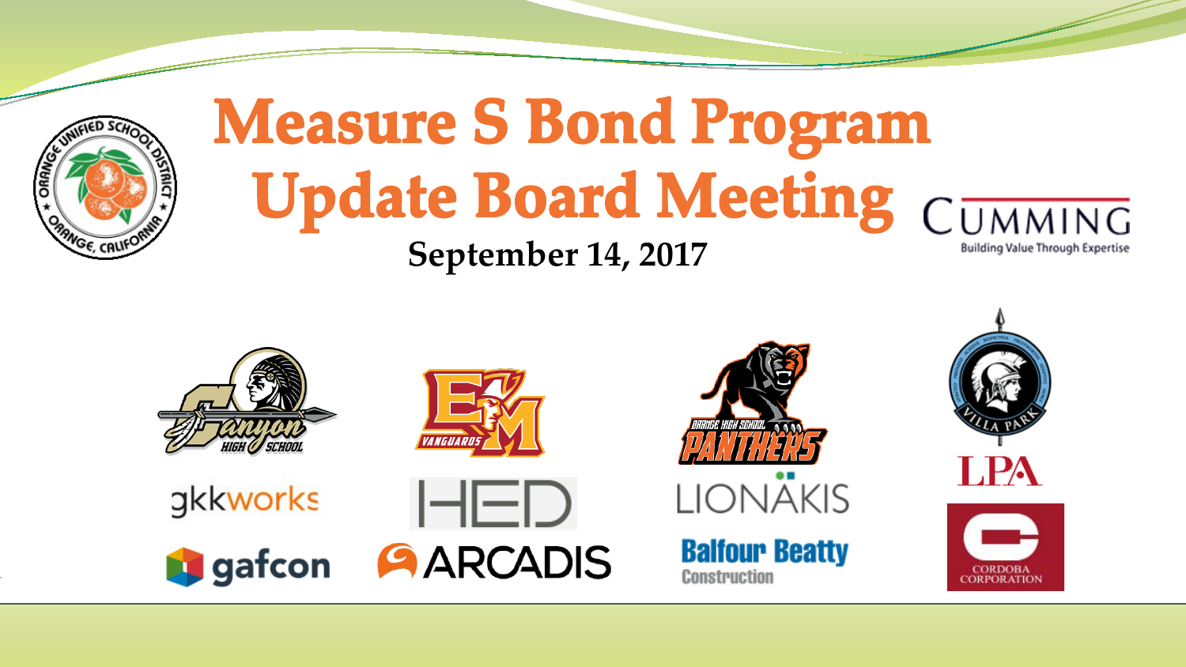# Measure S Bond Program Update Board Meeting

**September 14, 2017**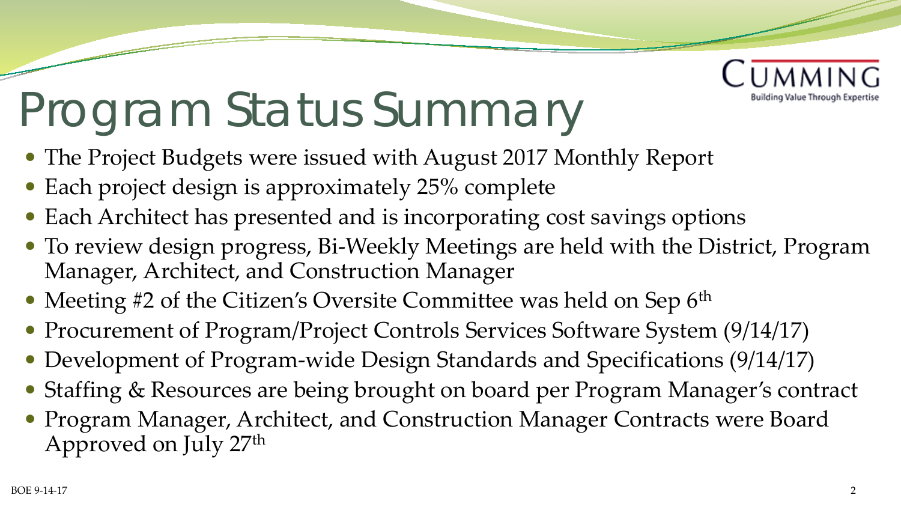# Program Status Summary

- The Project Budgets were issued with August 2017 Monthly Report
- Each project design is approximately 25% complete
- Each Architect has presented and is incorporating cost savings options
- To review design progress, Bi-Weekly Meetings are held with the District, Program Manager, Architect, and Construction Manager
- Meeting #2 of the Citizen's Oversite Committee was held on Sep 6th
- Procurement of Program/Project Controls Services Software System (9/14/17)
- Development of Program-wide Design Standards and Specifications (9/14/17)
- Staffing & Resources are being brought on board per Program Manager's contract
- Program Manager, Architect, and Construction Manager Contracts were Board Approved on July 27th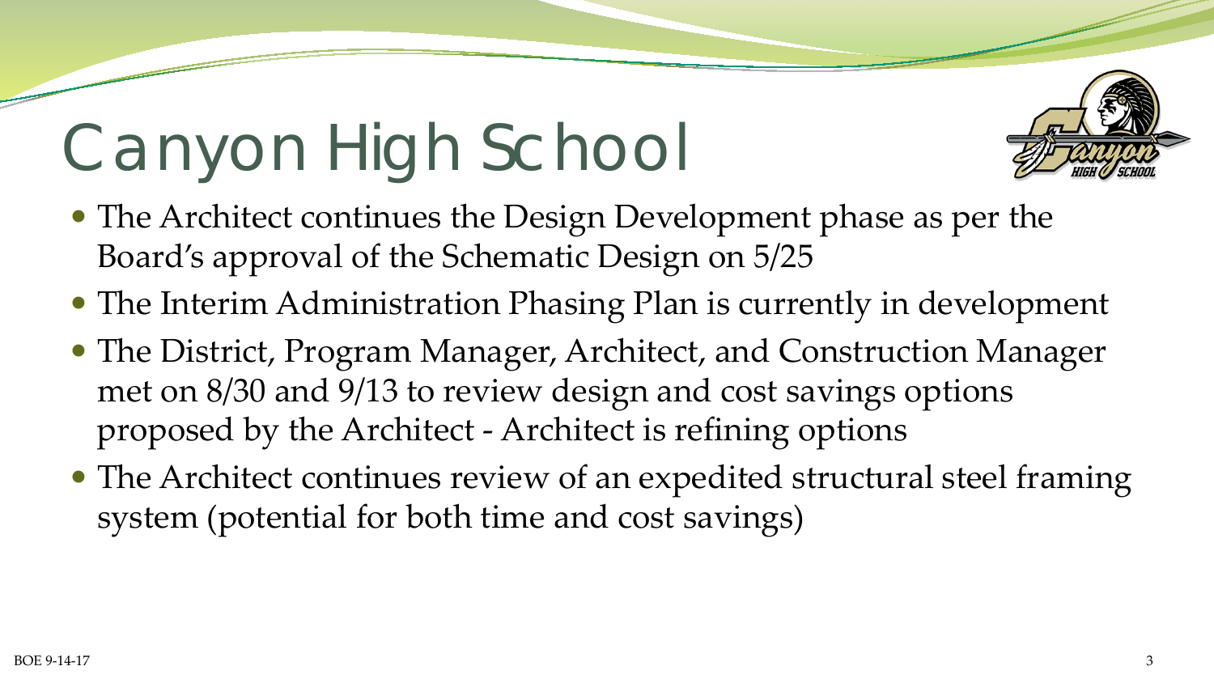# Canyon High School

- The Architect continues the Design Development phase as per the Board's approval of the Schematic Design on 5/25
- The Interim Administration Phasing Plan is currently in development
- The District, Program Manager, Architect, and Construction Manager met on 8/30 and 9/13 to review design and cost savings options proposed by the Architect - Architect is refining options
- The Architect continues review of an expedited structural steel framing system (potential for both time and cost savings)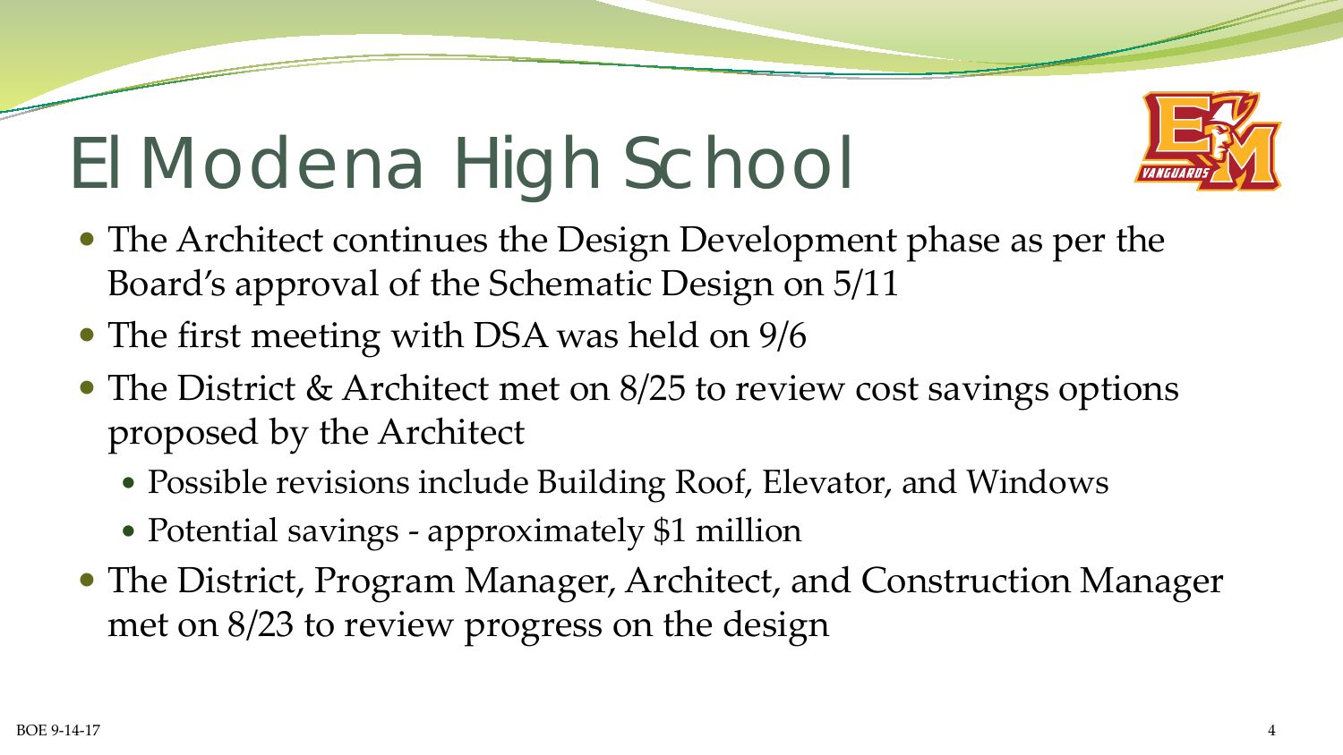# El Modena High School

- The Architect continues the Design Development phase as per the Board's approval of the Schematic Design on 5/11
- The first meeting with DSA was held on 9/6
- The District & Architect met on 8/25 to review cost savings options proposed by the Architect
  - Possible revisions include Building Roof, Elevator, and Windows
  - Potential savings - approximately $1 million
- The District, Program Manager, Architect, and Construction Manager met on 8/23 to review progress on the design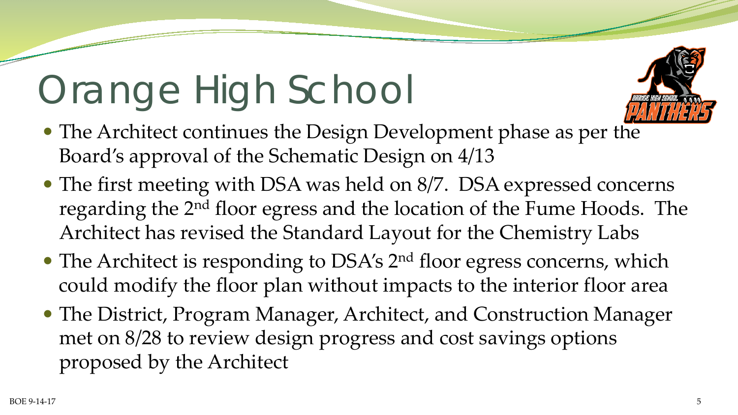# Orange High School

- The Architect continues the Design Development phase as per the Board's approval of the Schematic Design on 4/13
- The first meeting with DSA was held on 8/7. DSA expressed concerns regarding the 2nd floor egress and the location of the Fume Hoods. The Architect has revised the Standard Layout for the Chemistry Labs
- The Architect is responding to DSA's 2nd floor egress concerns, which could modify the floor plan without impacts to the interior floor area
- The District, Program Manager, Architect, and Construction Manager met on 8/28 to review design progress and cost savings options proposed by the Architect

BOE 9-14-17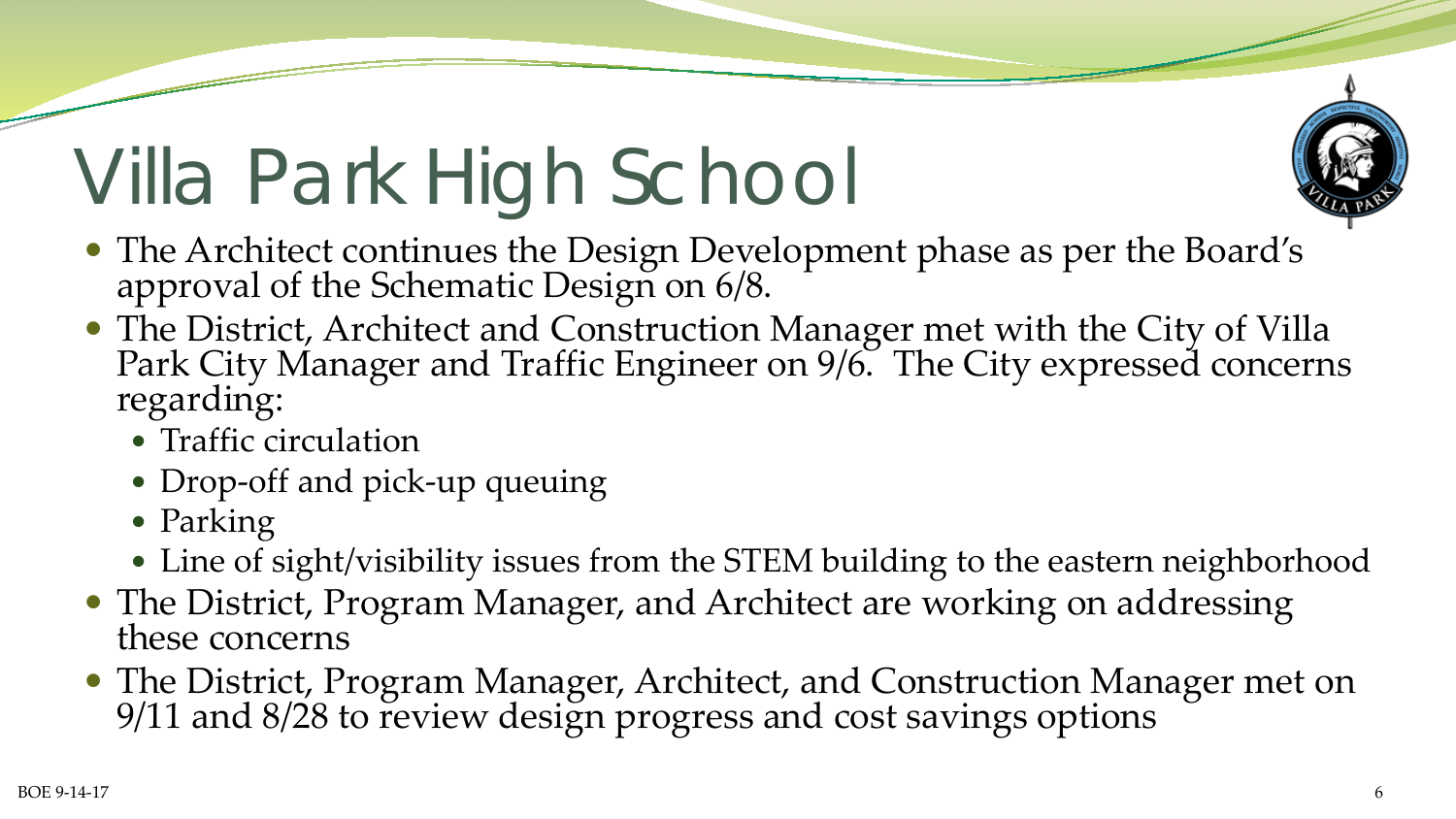# Villa Park High School

- The Architect continues the Design Development phase as per the Board's approval of the Schematic Design on 6/8.
- The District, Architect and Construction Manager met with the City of Villa Park City Manager and Traffic Engineer on 9/6. The City expressed concerns regarding:
  - Traffic circulation
  - Drop-off and pick-up queuing
  - Parking
  - Line of sight/visibility issues from the STEM building to the eastern neighborhood
- The District, Program Manager, and Architect are working on addressing these concerns
- The District, Program Manager, Architect, and Construction Manager met on 9/11 and 8/28 to review design progress and cost savings options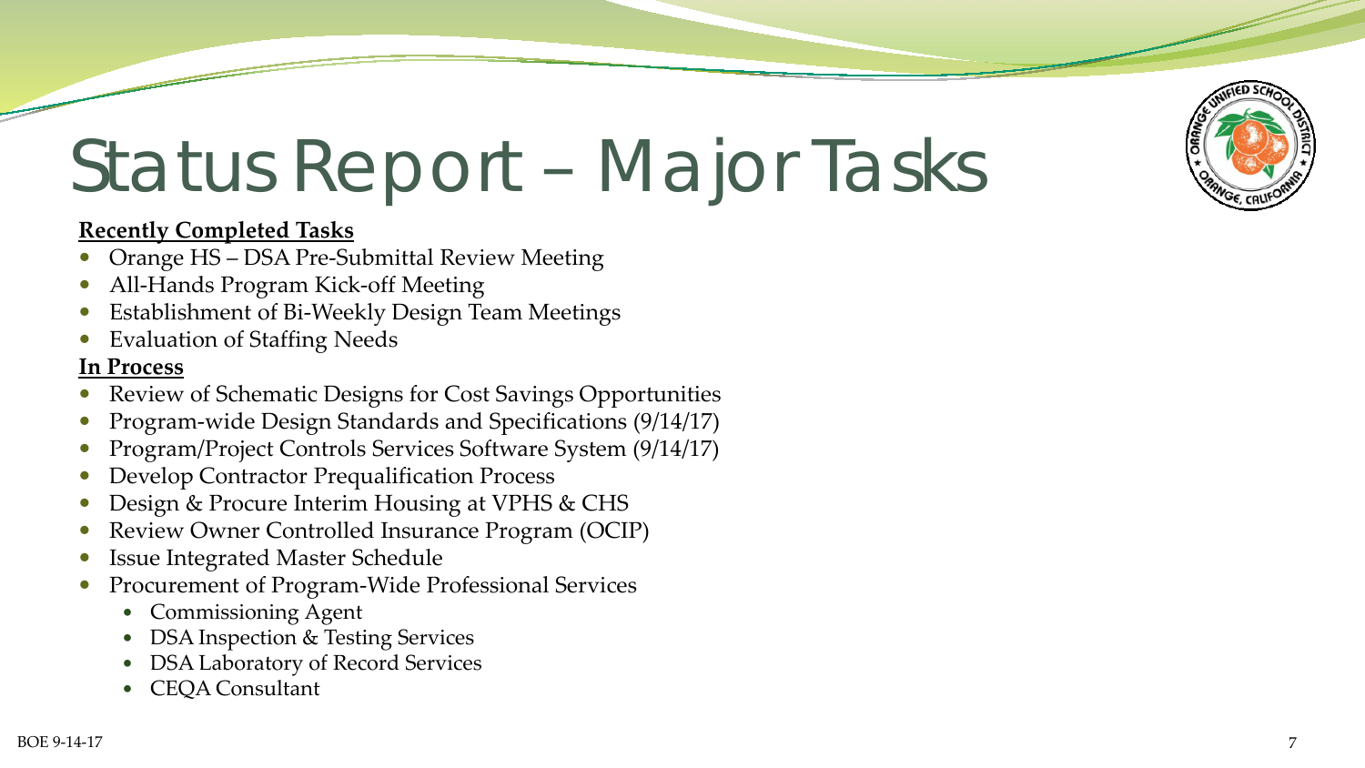# Status Report – Major Tasks

**Recently Completed Tasks**

- Orange HS – DSA Pre-Submittal Review Meeting
- All-Hands Program Kick-off Meeting
- Establishment of Bi-Weekly Design Team Meetings
- Evaluation of Staffing Needs

**In Process**

- Review of Schematic Designs for Cost Savings Opportunities
- Program-wide Design Standards and Specifications (9/14/17)
- Program/Project Controls Services Software System (9/14/17)
- Develop Contractor Prequalification Process
- Design & Procure Interim Housing at VPHS & CHS
- Review Owner Controlled Insurance Program (OCIP)
- Issue Integrated Master Schedule
- Procurement of Program-Wide Professional Services
  - Commissioning Agent
  - DSA Inspection & Testing Services
  - DSA Laboratory of Record Services
  - CEQA Consultant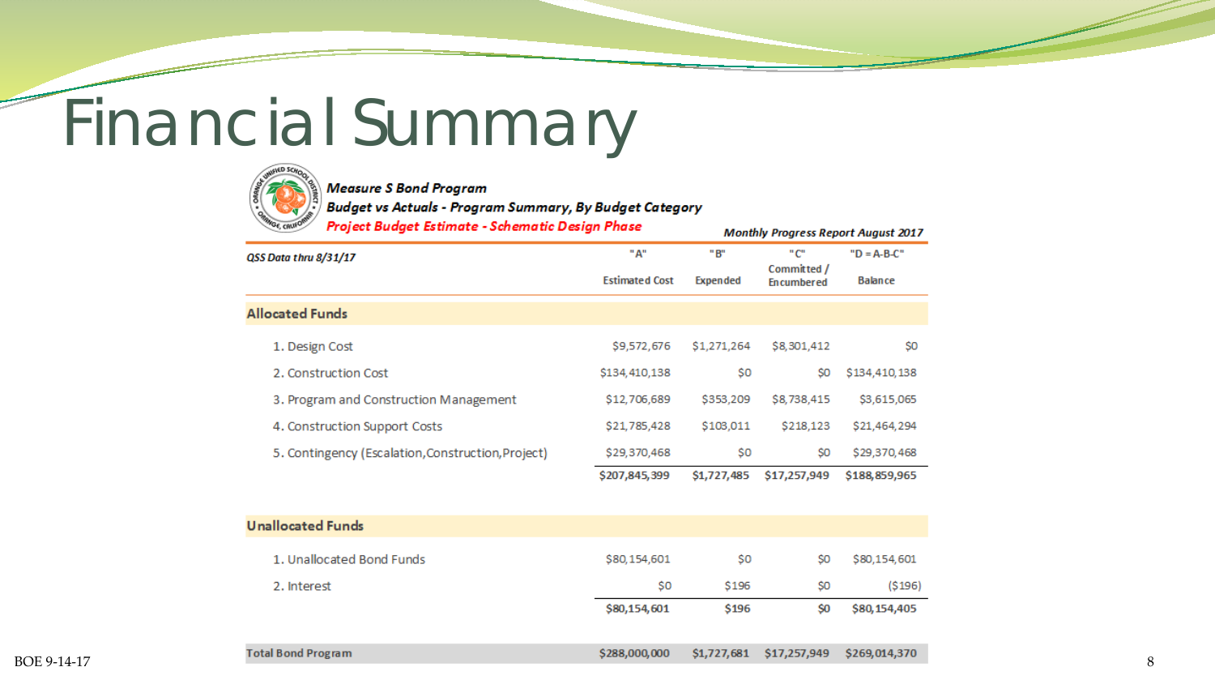# Financial Summary

***Measure S Bond Program***

***Budget vs Actuals - Program Summary, By Budget Category***

***Project Budget Estimate - Schematic Design Phase***

***Monthly Progress Report August 2017***

| *QSS Data thru 8/31/17* | "A" Estimated Cost | "B" Expended | "C" Committed / Encumbered | "D = A-B-C" Balance |
|---|---|---|---|---|
| **Allocated Funds** | | | | |
| 1. Design Cost | $9,572,676 | $1,271,264 | $8,301,412 | $0 |
| 2. Construction Cost | $134,410,138 | $0 | $0 | $134,410,138 |
| 3. Program and Construction Management | $12,706,689 | $353,209 | $8,738,415 | $3,615,065 |
| 4. Construction Support Costs | $21,785,428 | $103,011 | $218,123 | $21,464,294 |
| 5. Contingency (Escalation,Construction,Project) | $29,370,468 | $0 | $0 | $29,370,468 |
| | $207,845,399 | $1,727,485 | $17,257,949 | $188,859,965 |
| **Unallocated Funds** | | | | |
| 1. Unallocated Bond Funds | $80,154,601 | $0 | $0 | $80,154,601 |
| 2. Interest | $0 | $196 | $0 | ($196) |
| | $80,154,601 | $196 | $0 | $80,154,405 |
| **Total Bond Program** | $288,000,000 | $1,727,681 | $17,257,949 | $269,014,370 |

BOE 9-14-17